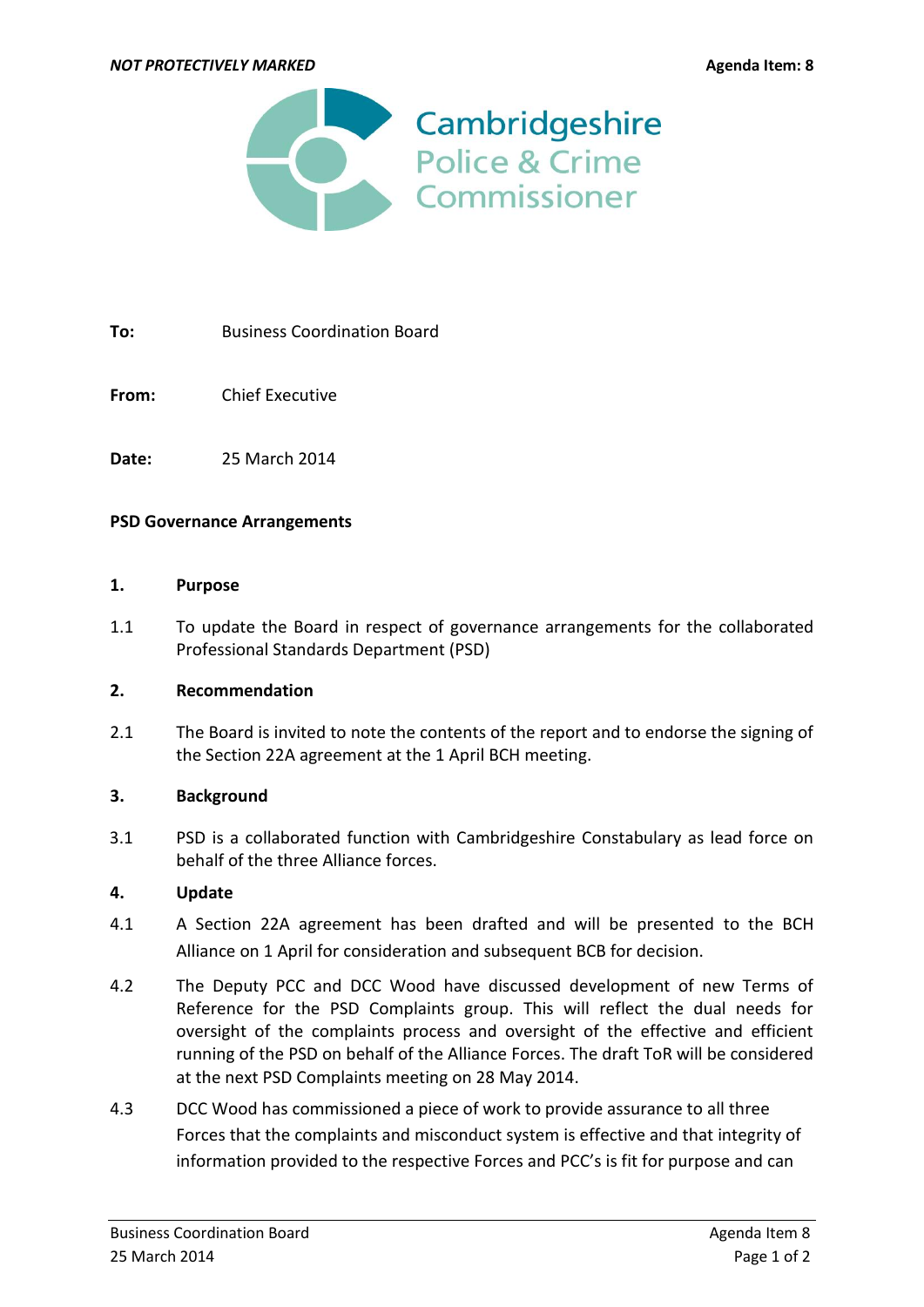*NOT PROTECTIVELY MARKED* **Agenda Item: 8**

Cambridgeshire Police & Crime Commissioner

**To:** Business Coordination Board

**From:** Chief Executive

**Date:** 25 March 2014

**PSD Governance Arrangements**

## 1. Purpose

1.1 To update the Board in respect of governance arrangements for the collaborated Professional Standards Department (PSD)

## 2. Recommendation

2.1 The Board is invited to note the contents of the report and to endorse the signing of the Section 22A agreement at the 1 April BCH meeting.

## 3. Background

3.1 PSD is a collaborated function with Cambridgeshire Constabulary as lead force on behalf of the three Alliance forces.

## 4. Update

4.1 A Section 22A agreement has been drafted and will be presented to the BCH Alliance on 1 April for consideration and subsequent BCB for decision.

4.2 The Deputy PCC and DCC Wood have discussed development of new Terms of Reference for the PSD Complaints group. This will reflect the dual needs for oversight of the complaints process and oversight of the effective and efficient running of the PSD on behalf of the Alliance Forces. The draft ToR will be considered at the next PSD Complaints meeting on 28 May 2014.

4.3 DCC Wood has commissioned a piece of work to provide assurance to all three Forces that the complaints and misconduct system is effective and that integrity of information provided to the respective Forces and PCC's is fit for purpose and can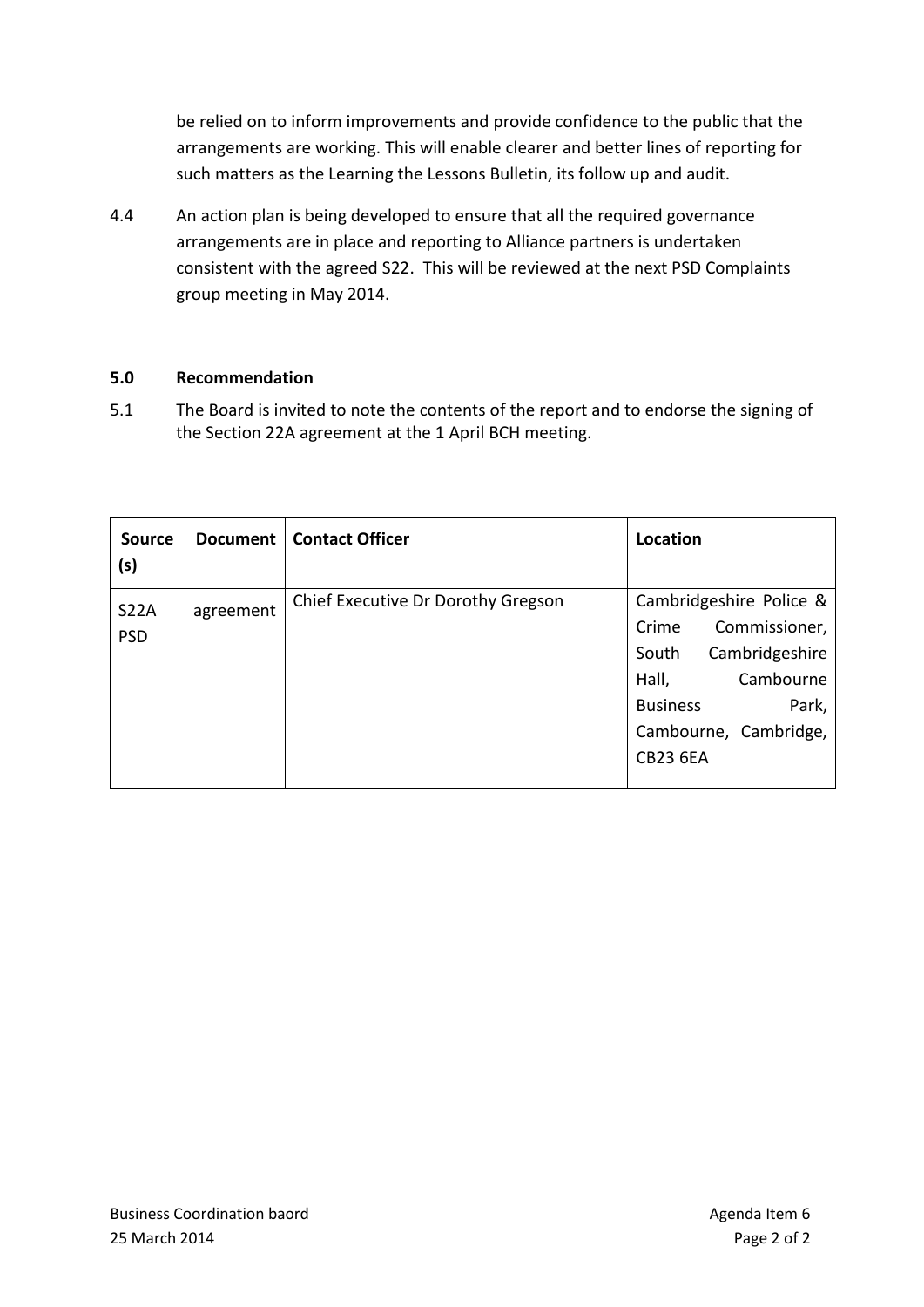be relied on to inform improvements and provide confidence to the public that the arrangements are working. This will enable clearer and better lines of reporting for such matters as the Learning the Lessons Bulletin, its follow up and audit.

4.4 An action plan is being developed to ensure that all the required governance arrangements are in place and reporting to Alliance partners is undertaken consistent with the agreed S22. This will be reviewed at the next PSD Complaints group meeting in May 2014.

### 5.0 Recommendation

5.1 The Board is invited to note the contents of the report and to endorse the signing of the Section 22A agreement at the 1 April BCH meeting.

| Source Document (s) | Contact Officer | Location |
|---|---|---|
| S22A agreement PSD | Chief Executive Dr Dorothy Gregson | Cambridgeshire Police & Crime Commissioner, South Cambridgeshire Hall, Cambourne Business Park, Cambourne, Cambridge, CB23 6EA |